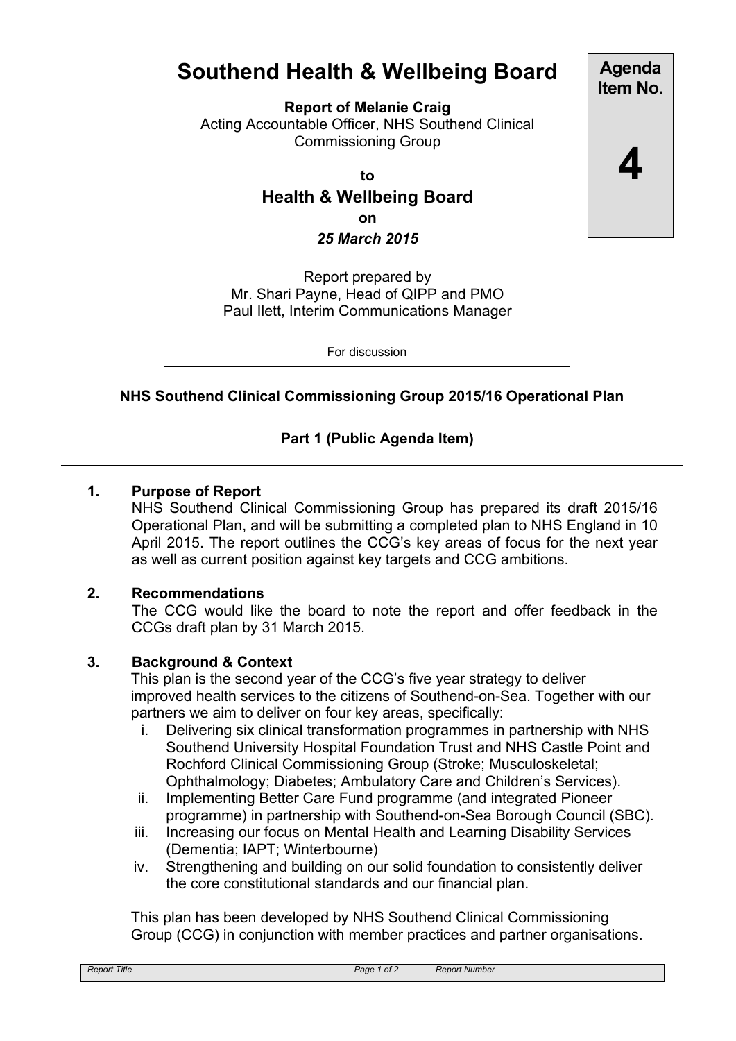# Southend Health & Wellbeing Board

**Agenda Item No. 4**

**Report of Melanie Craig**
Acting Accountable Officer, NHS Southend Clinical Commissioning Group

**to**

## Health & Wellbeing Board

**on**

***25 March 2015***

Report prepared by
Mr. Shari Payne, Head of QIPP and PMO
Paul Ilett, Interim Communications Manager

For discussion

---

**NHS Southend Clinical Commissioning Group 2015/16 Operational Plan**

**Part 1 (Public Agenda Item)**

---

### 1. Purpose of Report

NHS Southend Clinical Commissioning Group has prepared its draft 2015/16 Operational Plan, and will be submitting a completed plan to NHS England in 10 April 2015. The report outlines the CCG's key areas of focus for the next year as well as current position against key targets and CCG ambitions.

### 2. Recommendations

The CCG would like the board to note the report and offer feedback in the CCGs draft plan by 31 March 2015.

### 3. Background & Context

This plan is the second year of the CCG's five year strategy to deliver improved health services to the citizens of Southend-on-Sea. Together with our partners we aim to deliver on four key areas, specifically:

i. Delivering six clinical transformation programmes in partnership with NHS Southend University Hospital Foundation Trust and NHS Castle Point and Rochford Clinical Commissioning Group (Stroke; Musculoskeletal; Ophthalmology; Diabetes; Ambulatory Care and Children's Services).

ii. Implementing Better Care Fund programme (and integrated Pioneer programme) in partnership with Southend-on-Sea Borough Council (SBC).

iii. Increasing our focus on Mental Health and Learning Disability Services (Dementia; IAPT; Winterbourne)

iv. Strengthening and building on our solid foundation to consistently deliver the core constitutional standards and our financial plan.

This plan has been developed by NHS Southend Clinical Commissioning Group (CCG) in conjunction with member practices and partner organisations.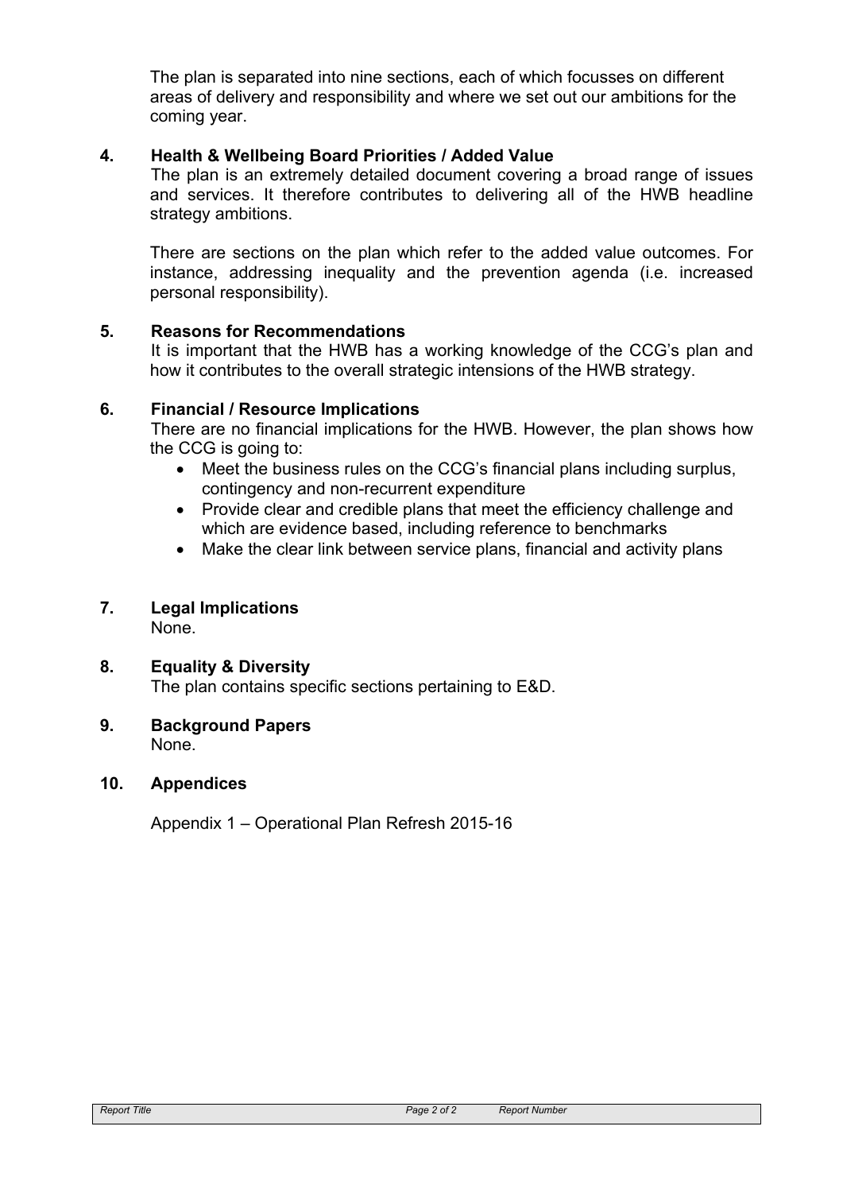The plan is separated into nine sections, each of which focusses on different areas of delivery and responsibility and where we set out our ambitions for the coming year.

## 4. Health & Wellbeing Board Priorities / Added Value

The plan is an extremely detailed document covering a broad range of issues and services. It therefore contributes to delivering all of the HWB headline strategy ambitions.

There are sections on the plan which refer to the added value outcomes. For instance, addressing inequality and the prevention agenda (i.e. increased personal responsibility).

## 5. Reasons for Recommendations

It is important that the HWB has a working knowledge of the CCG's plan and how it contributes to the overall strategic intensions of the HWB strategy.

## 6. Financial / Resource Implications

There are no financial implications for the HWB. However, the plan shows how the CCG is going to:

- Meet the business rules on the CCG's financial plans including surplus, contingency and non-recurrent expenditure
- Provide clear and credible plans that meet the efficiency challenge and which are evidence based, including reference to benchmarks
- Make the clear link between service plans, financial and activity plans

## 7. Legal Implications

None.

## 8. Equality & Diversity

The plan contains specific sections pertaining to E&D.

## 9. Background Papers

None.

## 10. Appendices

Appendix 1 – Operational Plan Refresh 2015-16